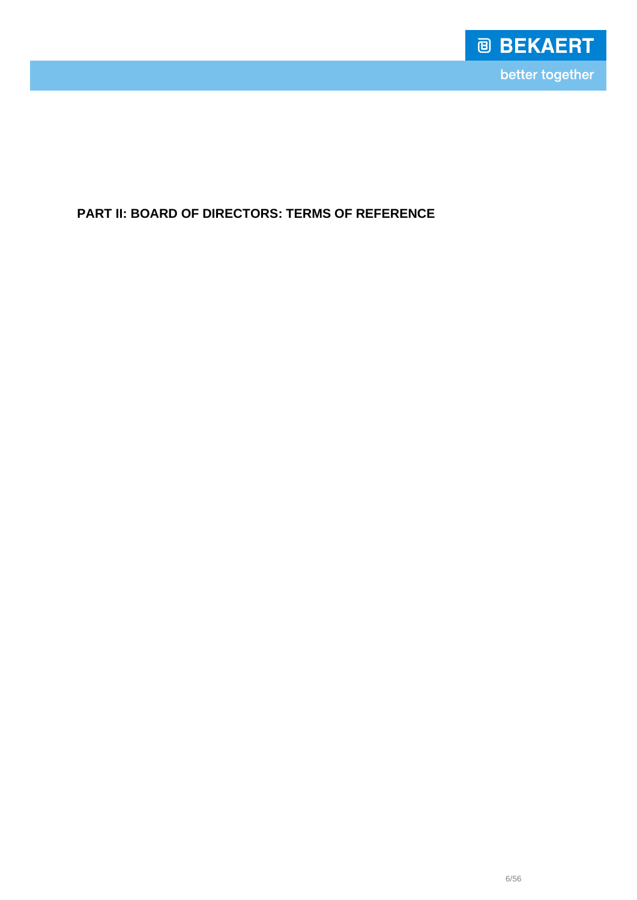# PART II: BOARD OF DIRECTORS: TERMS OF REFERENCE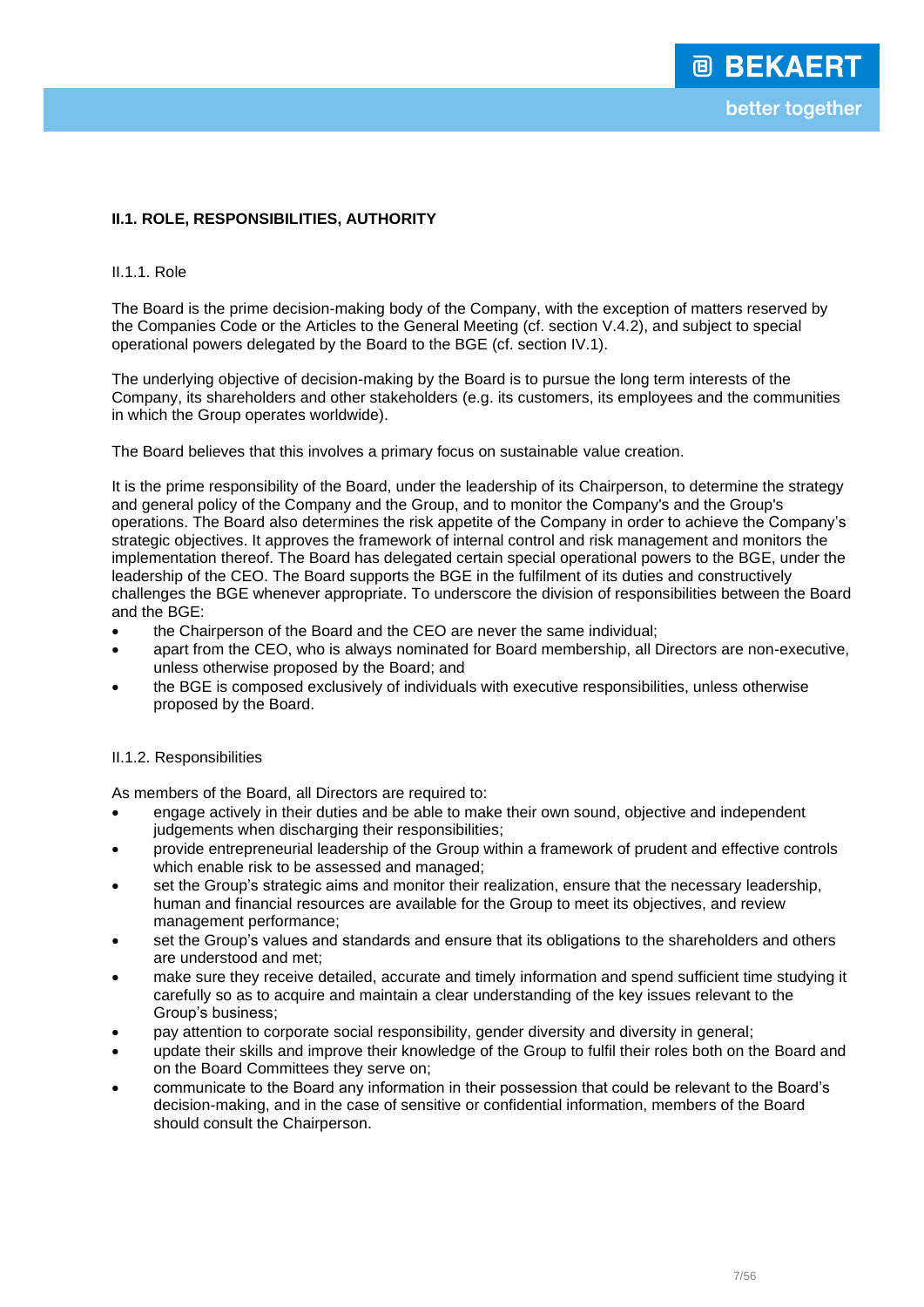## II.1. ROLE, RESPONSIBILITIES, AUTHORITY

### II.1.1. Role

The Board is the prime decision-making body of the Company, with the exception of matters reserved by the Companies Code or the Articles to the General Meeting (cf. section V.4.2), and subject to special operational powers delegated by the Board to the BGE (cf. section IV.1).

The underlying objective of decision-making by the Board is to pursue the long term interests of the Company, its shareholders and other stakeholders (e.g. its customers, its employees and the communities in which the Group operates worldwide).

The Board believes that this involves a primary focus on sustainable value creation.

It is the prime responsibility of the Board, under the leadership of its Chairperson, to determine the strategy and general policy of the Company and the Group, and to monitor the Company's and the Group's operations. The Board also determines the risk appetite of the Company in order to achieve the Company's strategic objectives. It approves the framework of internal control and risk management and monitors the implementation thereof. The Board has delegated certain special operational powers to the BGE, under the leadership of the CEO. The Board supports the BGE in the fulfilment of its duties and constructively challenges the BGE whenever appropriate. To underscore the division of responsibilities between the Board and the BGE:

- the Chairperson of the Board and the CEO are never the same individual;
- apart from the CEO, who is always nominated for Board membership, all Directors are non-executive, unless otherwise proposed by the Board; and
- the BGE is composed exclusively of individuals with executive responsibilities, unless otherwise proposed by the Board.

### II.1.2. Responsibilities

As members of the Board, all Directors are required to:

- engage actively in their duties and be able to make their own sound, objective and independent judgements when discharging their responsibilities;
- provide entrepreneurial leadership of the Group within a framework of prudent and effective controls which enable risk to be assessed and managed;
- set the Group's strategic aims and monitor their realization, ensure that the necessary leadership, human and financial resources are available for the Group to meet its objectives, and review management performance;
- set the Group's values and standards and ensure that its obligations to the shareholders and others are understood and met;
- make sure they receive detailed, accurate and timely information and spend sufficient time studying it carefully so as to acquire and maintain a clear understanding of the key issues relevant to the Group's business;
- pay attention to corporate social responsibility, gender diversity and diversity in general;
- update their skills and improve their knowledge of the Group to fulfil their roles both on the Board and on the Board Committees they serve on;
- communicate to the Board any information in their possession that could be relevant to the Board's decision-making, and in the case of sensitive or confidential information, members of the Board should consult the Chairperson.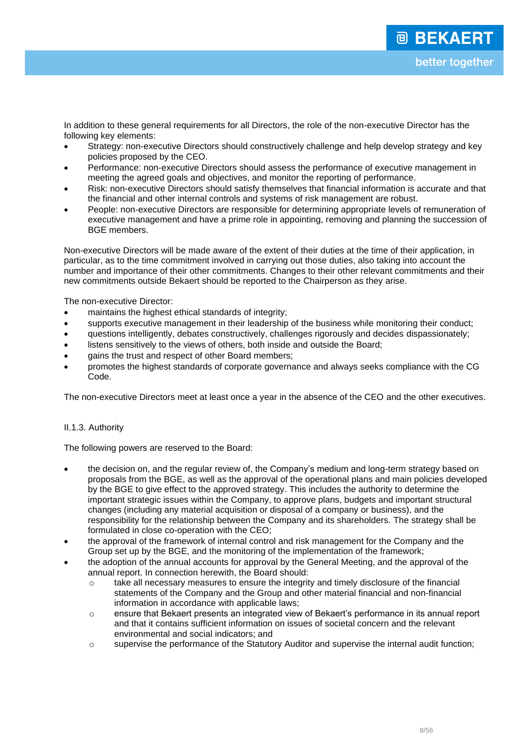In addition to these general requirements for all Directors, the role of the non-executive Director has the following key elements:

- Strategy: non-executive Directors should constructively challenge and help develop strategy and key policies proposed by the CEO.
- Performance: non-executive Directors should assess the performance of executive management in meeting the agreed goals and objectives, and monitor the reporting of performance.
- Risk: non-executive Directors should satisfy themselves that financial information is accurate and that the financial and other internal controls and systems of risk management are robust.
- People: non-executive Directors are responsible for determining appropriate levels of remuneration of executive management and have a prime role in appointing, removing and planning the succession of BGE members.

Non-executive Directors will be made aware of the extent of their duties at the time of their application, in particular, as to the time commitment involved in carrying out those duties, also taking into account the number and importance of their other commitments. Changes to their other relevant commitments and their new commitments outside Bekaert should be reported to the Chairperson as they arise.

The non-executive Director:

- maintains the highest ethical standards of integrity;
- supports executive management in their leadership of the business while monitoring their conduct;
- questions intelligently, debates constructively, challenges rigorously and decides dispassionately;
- listens sensitively to the views of others, both inside and outside the Board;
- gains the trust and respect of other Board members;
- promotes the highest standards of corporate governance and always seeks compliance with the CG Code.

The non-executive Directors meet at least once a year in the absence of the CEO and the other executives.

### II.1.3. Authority

The following powers are reserved to the Board:

- the decision on, and the regular review of, the Company's medium and long-term strategy based on proposals from the BGE, as well as the approval of the operational plans and main policies developed by the BGE to give effect to the approved strategy. This includes the authority to determine the important strategic issues within the Company, to approve plans, budgets and important structural changes (including any material acquisition or disposal of a company or business), and the responsibility for the relationship between the Company and its shareholders. The strategy shall be formulated in close co-operation with the CEO;
- the approval of the framework of internal control and risk management for the Company and the Group set up by the BGE, and the monitoring of the implementation of the framework;
- the adoption of the annual accounts for approval by the General Meeting, and the approval of the annual report. In connection herewith, the Board should:
  - take all necessary measures to ensure the integrity and timely disclosure of the financial statements of the Company and the Group and other material financial and non-financial information in accordance with applicable laws;
  - ensure that Bekaert presents an integrated view of Bekaert's performance in its annual report and that it contains sufficient information on issues of societal concern and the relevant environmental and social indicators; and
  - supervise the performance of the Statutory Auditor and supervise the internal audit function;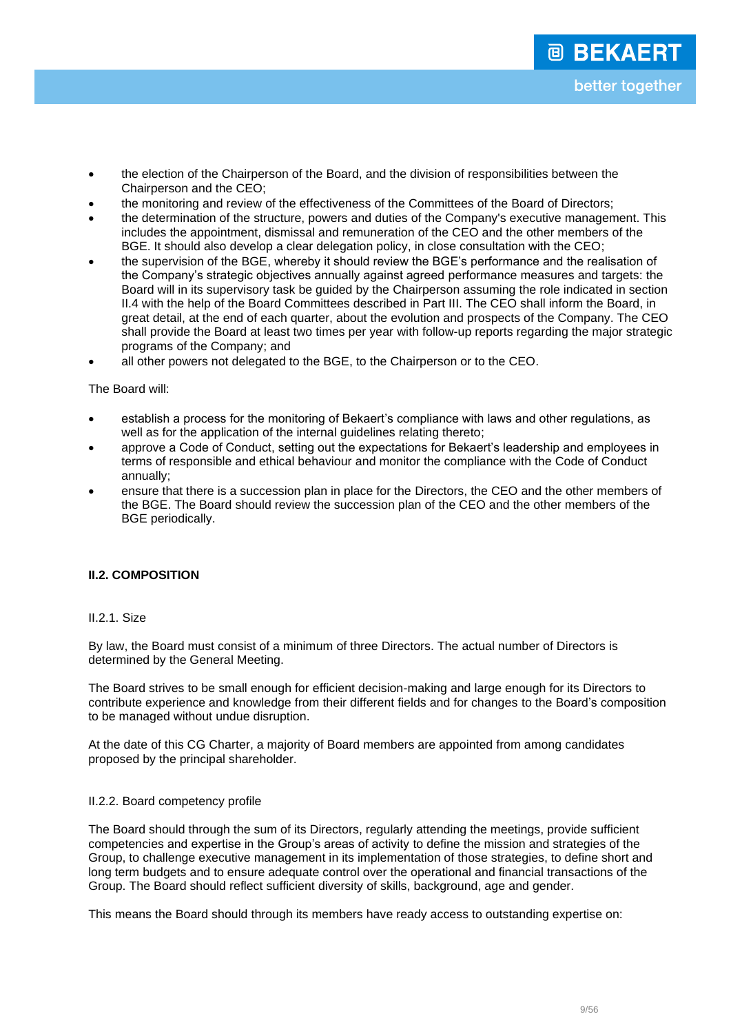- the election of the Chairperson of the Board, and the division of responsibilities between the Chairperson and the CEO;
- the monitoring and review of the effectiveness of the Committees of the Board of Directors;
- the determination of the structure, powers and duties of the Company's executive management. This includes the appointment, dismissal and remuneration of the CEO and the other members of the BGE. It should also develop a clear delegation policy, in close consultation with the CEO;
- the supervision of the BGE, whereby it should review the BGE's performance and the realisation of the Company's strategic objectives annually against agreed performance measures and targets: the Board will in its supervisory task be guided by the Chairperson assuming the role indicated in section II.4 with the help of the Board Committees described in Part III. The CEO shall inform the Board, in great detail, at the end of each quarter, about the evolution and prospects of the Company. The CEO shall provide the Board at least two times per year with follow-up reports regarding the major strategic programs of the Company; and
- all other powers not delegated to the BGE, to the Chairperson or to the CEO.

The Board will:

- establish a process for the monitoring of Bekaert's compliance with laws and other regulations, as well as for the application of the internal guidelines relating thereto;
- approve a Code of Conduct, setting out the expectations for Bekaert's leadership and employees in terms of responsible and ethical behaviour and monitor the compliance with the Code of Conduct annually;
- ensure that there is a succession plan in place for the Directors, the CEO and the other members of the BGE. The Board should review the succession plan of the CEO and the other members of the BGE periodically.

## II.2. COMPOSITION

### II.2.1. Size

By law, the Board must consist of a minimum of three Directors. The actual number of Directors is determined by the General Meeting.

The Board strives to be small enough for efficient decision-making and large enough for its Directors to contribute experience and knowledge from their different fields and for changes to the Board's composition to be managed without undue disruption.

At the date of this CG Charter, a majority of Board members are appointed from among candidates proposed by the principal shareholder.

### II.2.2. Board competency profile

The Board should through the sum of its Directors, regularly attending the meetings, provide sufficient competencies and expertise in the Group's areas of activity to define the mission and strategies of the Group, to challenge executive management in its implementation of those strategies, to define short and long term budgets and to ensure adequate control over the operational and financial transactions of the Group. The Board should reflect sufficient diversity of skills, background, age and gender.

This means the Board should through its members have ready access to outstanding expertise on: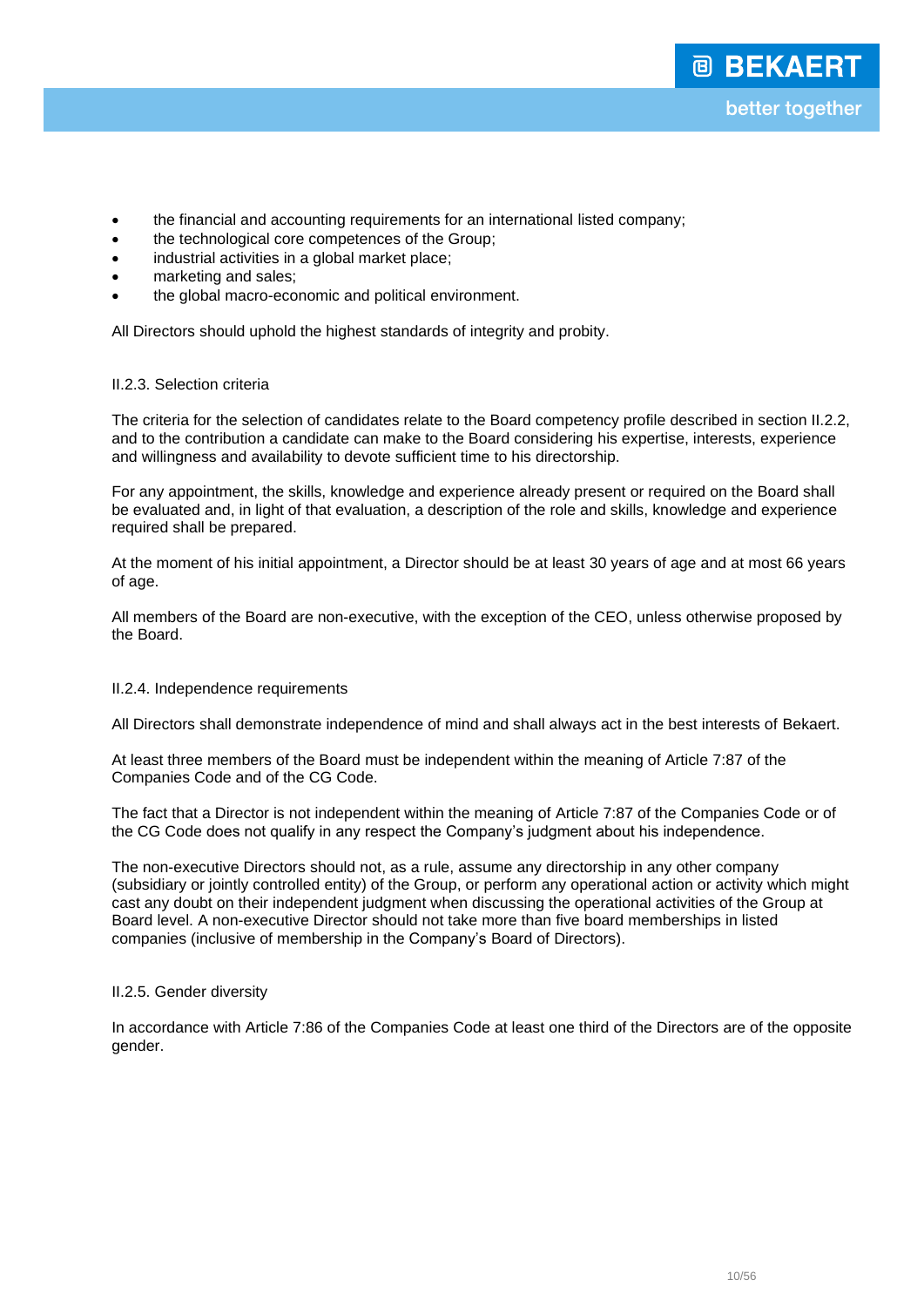- the financial and accounting requirements for an international listed company;
- the technological core competences of the Group;
- industrial activities in a global market place;
- marketing and sales;
- the global macro-economic and political environment.

All Directors should uphold the highest standards of integrity and probity.

### II.2.3. Selection criteria

The criteria for the selection of candidates relate to the Board competency profile described in section II.2.2, and to the contribution a candidate can make to the Board considering his expertise, interests, experience and willingness and availability to devote sufficient time to his directorship.

For any appointment, the skills, knowledge and experience already present or required on the Board shall be evaluated and, in light of that evaluation, a description of the role and skills, knowledge and experience required shall be prepared.

At the moment of his initial appointment, a Director should be at least 30 years of age and at most 66 years of age.

All members of the Board are non-executive, with the exception of the CEO, unless otherwise proposed by the Board.

### II.2.4. Independence requirements

All Directors shall demonstrate independence of mind and shall always act in the best interests of Bekaert.

At least three members of the Board must be independent within the meaning of Article 7:87 of the Companies Code and of the CG Code.

The fact that a Director is not independent within the meaning of Article 7:87 of the Companies Code or of the CG Code does not qualify in any respect the Company's judgment about his independence.

The non-executive Directors should not, as a rule, assume any directorship in any other company (subsidiary or jointly controlled entity) of the Group, or perform any operational action or activity which might cast any doubt on their independent judgment when discussing the operational activities of the Group at Board level. A non-executive Director should not take more than five board memberships in listed companies (inclusive of membership in the Company's Board of Directors).

### II.2.5. Gender diversity

In accordance with Article 7:86 of the Companies Code at least one third of the Directors are of the opposite gender.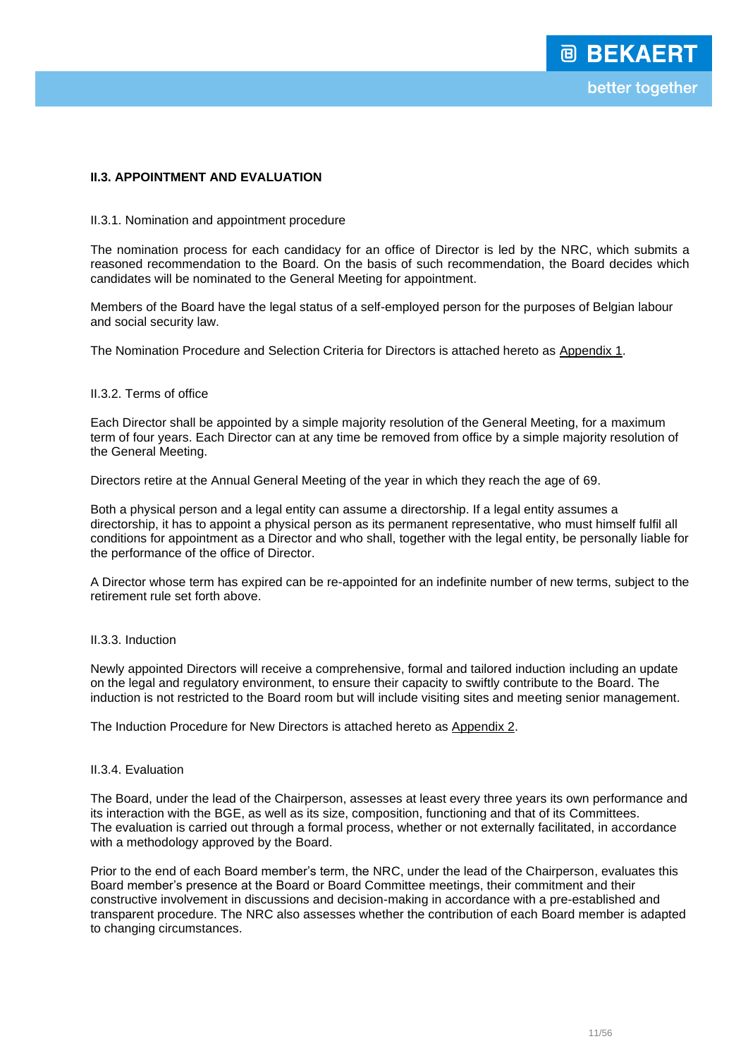## II.3. APPOINTMENT AND EVALUATION

### II.3.1. Nomination and appointment procedure

The nomination process for each candidacy for an office of Director is led by the NRC, which submits a reasoned recommendation to the Board. On the basis of such recommendation, the Board decides which candidates will be nominated to the General Meeting for appointment.

Members of the Board have the legal status of a self-employed person for the purposes of Belgian labour and social security law.

The Nomination Procedure and Selection Criteria for Directors is attached hereto as Appendix 1.

### II.3.2. Terms of office

Each Director shall be appointed by a simple majority resolution of the General Meeting, for a maximum term of four years. Each Director can at any time be removed from office by a simple majority resolution of the General Meeting.

Directors retire at the Annual General Meeting of the year in which they reach the age of 69.

Both a physical person and a legal entity can assume a directorship. If a legal entity assumes a directorship, it has to appoint a physical person as its permanent representative, who must himself fulfil all conditions for appointment as a Director and who shall, together with the legal entity, be personally liable for the performance of the office of Director.

A Director whose term has expired can be re-appointed for an indefinite number of new terms, subject to the retirement rule set forth above.

### II.3.3. Induction

Newly appointed Directors will receive a comprehensive, formal and tailored induction including an update on the legal and regulatory environment, to ensure their capacity to swiftly contribute to the Board. The induction is not restricted to the Board room but will include visiting sites and meeting senior management.

The Induction Procedure for New Directors is attached hereto as Appendix 2.

### II.3.4. Evaluation

The Board, under the lead of the Chairperson, assesses at least every three years its own performance and its interaction with the BGE, as well as its size, composition, functioning and that of its Committees. The evaluation is carried out through a formal process, whether or not externally facilitated, in accordance with a methodology approved by the Board.

Prior to the end of each Board member's term, the NRC, under the lead of the Chairperson, evaluates this Board member's presence at the Board or Board Committee meetings, their commitment and their constructive involvement in discussions and decision-making in accordance with a pre-established and transparent procedure. The NRC also assesses whether the contribution of each Board member is adapted to changing circumstances.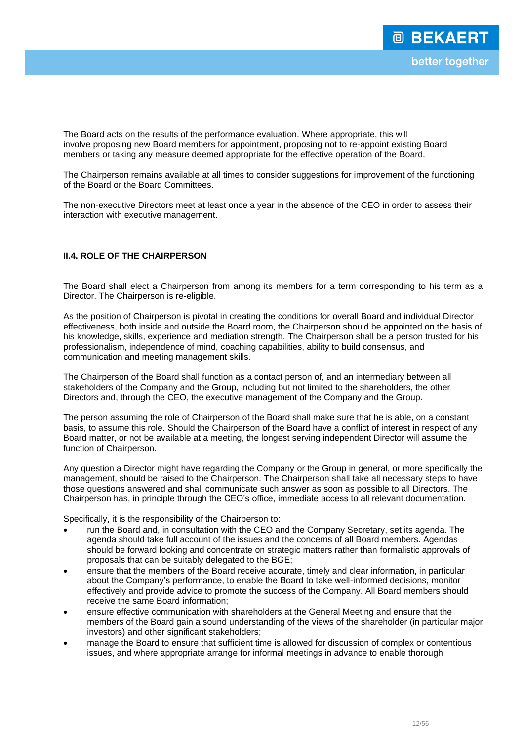The Board acts on the results of the performance evaluation. Where appropriate, this will involve proposing new Board members for appointment, proposing not to re-appoint existing Board members or taking any measure deemed appropriate for the effective operation of the Board.

The Chairperson remains available at all times to consider suggestions for improvement of the functioning of the Board or the Board Committees.

The non-executive Directors meet at least once a year in the absence of the CEO in order to assess their interaction with executive management.

### II.4. ROLE OF THE CHAIRPERSON

The Board shall elect a Chairperson from among its members for a term corresponding to his term as a Director. The Chairperson is re-eligible.

As the position of Chairperson is pivotal in creating the conditions for overall Board and individual Director effectiveness, both inside and outside the Board room, the Chairperson should be appointed on the basis of his knowledge, skills, experience and mediation strength. The Chairperson shall be a person trusted for his professionalism, independence of mind, coaching capabilities, ability to build consensus, and communication and meeting management skills.

The Chairperson of the Board shall function as a contact person of, and an intermediary between all stakeholders of the Company and the Group, including but not limited to the shareholders, the other Directors and, through the CEO, the executive management of the Company and the Group.

The person assuming the role of Chairperson of the Board shall make sure that he is able, on a constant basis, to assume this role. Should the Chairperson of the Board have a conflict of interest in respect of any Board matter, or not be available at a meeting, the longest serving independent Director will assume the function of Chairperson.

Any question a Director might have regarding the Company or the Group in general, or more specifically the management, should be raised to the Chairperson. The Chairperson shall take all necessary steps to have those questions answered and shall communicate such answer as soon as possible to all Directors. The Chairperson has, in principle through the CEO's office, immediate access to all relevant documentation.

Specifically, it is the responsibility of the Chairperson to:

- run the Board and, in consultation with the CEO and the Company Secretary, set its agenda. The agenda should take full account of the issues and the concerns of all Board members. Agendas should be forward looking and concentrate on strategic matters rather than formalistic approvals of proposals that can be suitably delegated to the BGE;
- ensure that the members of the Board receive accurate, timely and clear information, in particular about the Company's performance, to enable the Board to take well-informed decisions, monitor effectively and provide advice to promote the success of the Company. All Board members should receive the same Board information;
- ensure effective communication with shareholders at the General Meeting and ensure that the members of the Board gain a sound understanding of the views of the shareholder (in particular major investors) and other significant stakeholders;
- manage the Board to ensure that sufficient time is allowed for discussion of complex or contentious issues, and where appropriate arrange for informal meetings in advance to enable thorough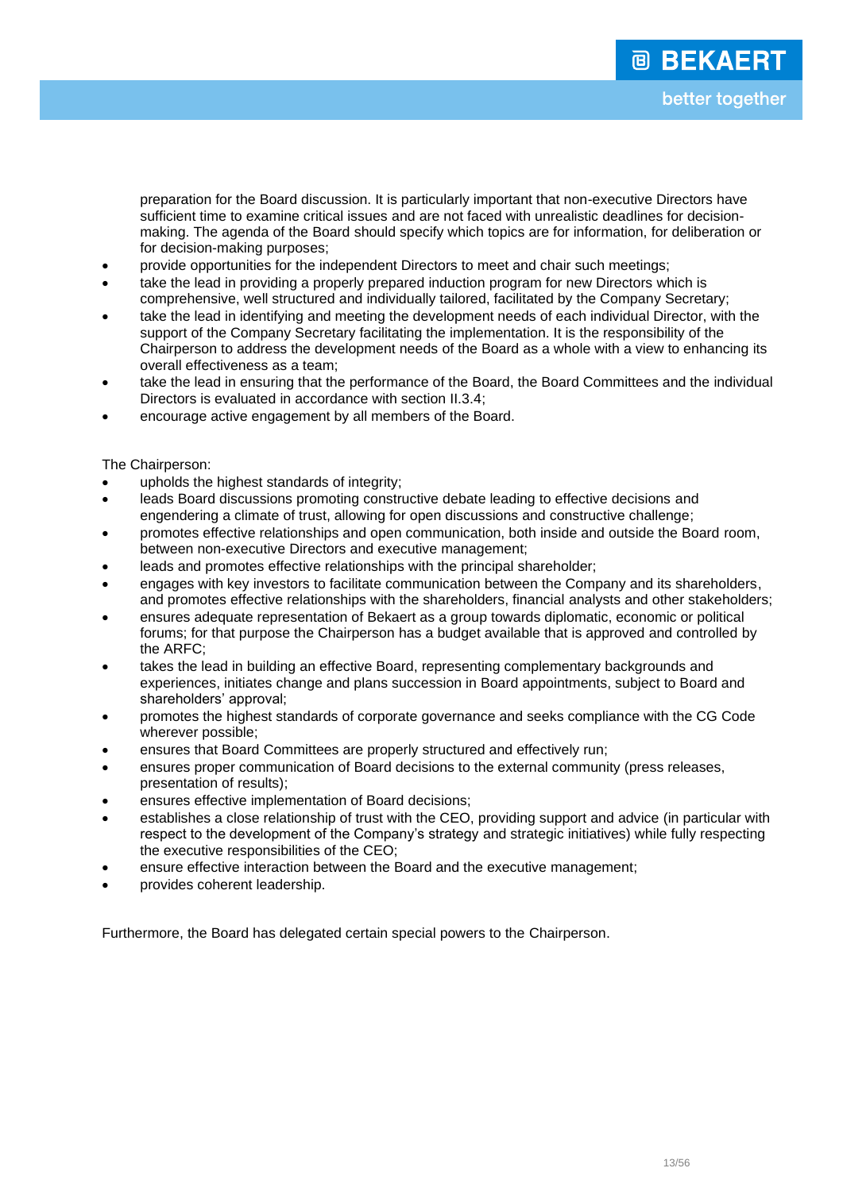preparation for the Board discussion. It is particularly important that non-executive Directors have sufficient time to examine critical issues and are not faced with unrealistic deadlines for decision-making. The agenda of the Board should specify which topics are for information, for deliberation or for decision-making purposes;

- provide opportunities for the independent Directors to meet and chair such meetings;
- take the lead in providing a properly prepared induction program for new Directors which is comprehensive, well structured and individually tailored, facilitated by the Company Secretary;
- take the lead in identifying and meeting the development needs of each individual Director, with the support of the Company Secretary facilitating the implementation. It is the responsibility of the Chairperson to address the development needs of the Board as a whole with a view to enhancing its overall effectiveness as a team;
- take the lead in ensuring that the performance of the Board, the Board Committees and the individual Directors is evaluated in accordance with section II.3.4;
- encourage active engagement by all members of the Board.

The Chairperson:

- upholds the highest standards of integrity;
- leads Board discussions promoting constructive debate leading to effective decisions and engendering a climate of trust, allowing for open discussions and constructive challenge;
- promotes effective relationships and open communication, both inside and outside the Board room, between non-executive Directors and executive management;
- leads and promotes effective relationships with the principal shareholder;
- engages with key investors to facilitate communication between the Company and its shareholders, and promotes effective relationships with the shareholders, financial analysts and other stakeholders;
- ensures adequate representation of Bekaert as a group towards diplomatic, economic or political forums; for that purpose the Chairperson has a budget available that is approved and controlled by the ARFC;
- takes the lead in building an effective Board, representing complementary backgrounds and experiences, initiates change and plans succession in Board appointments, subject to Board and shareholders' approval;
- promotes the highest standards of corporate governance and seeks compliance with the CG Code wherever possible;
- ensures that Board Committees are properly structured and effectively run;
- ensures proper communication of Board decisions to the external community (press releases, presentation of results);
- ensures effective implementation of Board decisions;
- establishes a close relationship of trust with the CEO, providing support and advice (in particular with respect to the development of the Company's strategy and strategic initiatives) while fully respecting the executive responsibilities of the CEO;
- ensure effective interaction between the Board and the executive management;
- provides coherent leadership.

Furthermore, the Board has delegated certain special powers to the Chairperson.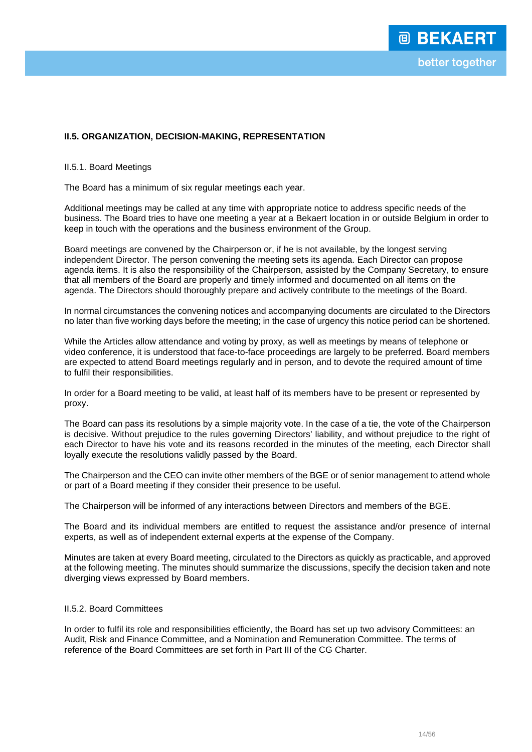### II.5. ORGANIZATION, DECISION-MAKING, REPRESENTATION

#### II.5.1. Board Meetings

The Board has a minimum of six regular meetings each year.

Additional meetings may be called at any time with appropriate notice to address specific needs of the business. The Board tries to have one meeting a year at a Bekaert location in or outside Belgium in order to keep in touch with the operations and the business environment of the Group.

Board meetings are convened by the Chairperson or, if he is not available, by the longest serving independent Director. The person convening the meeting sets its agenda. Each Director can propose agenda items. It is also the responsibility of the Chairperson, assisted by the Company Secretary, to ensure that all members of the Board are properly and timely informed and documented on all items on the agenda. The Directors should thoroughly prepare and actively contribute to the meetings of the Board.

In normal circumstances the convening notices and accompanying documents are circulated to the Directors no later than five working days before the meeting; in the case of urgency this notice period can be shortened.

While the Articles allow attendance and voting by proxy, as well as meetings by means of telephone or video conference, it is understood that face-to-face proceedings are largely to be preferred. Board members are expected to attend Board meetings regularly and in person, and to devote the required amount of time to fulfil their responsibilities.

In order for a Board meeting to be valid, at least half of its members have to be present or represented by proxy.

The Board can pass its resolutions by a simple majority vote. In the case of a tie, the vote of the Chairperson is decisive. Without prejudice to the rules governing Directors' liability, and without prejudice to the right of each Director to have his vote and its reasons recorded in the minutes of the meeting, each Director shall loyally execute the resolutions validly passed by the Board.

The Chairperson and the CEO can invite other members of the BGE or of senior management to attend whole or part of a Board meeting if they consider their presence to be useful.

The Chairperson will be informed of any interactions between Directors and members of the BGE.

The Board and its individual members are entitled to request the assistance and/or presence of internal experts, as well as of independent external experts at the expense of the Company.

Minutes are taken at every Board meeting, circulated to the Directors as quickly as practicable, and approved at the following meeting. The minutes should summarize the discussions, specify the decision taken and note diverging views expressed by Board members.

#### II.5.2. Board Committees

In order to fulfil its role and responsibilities efficiently, the Board has set up two advisory Committees: an Audit, Risk and Finance Committee, and a Nomination and Remuneration Committee. The terms of reference of the Board Committees are set forth in Part III of the CG Charter.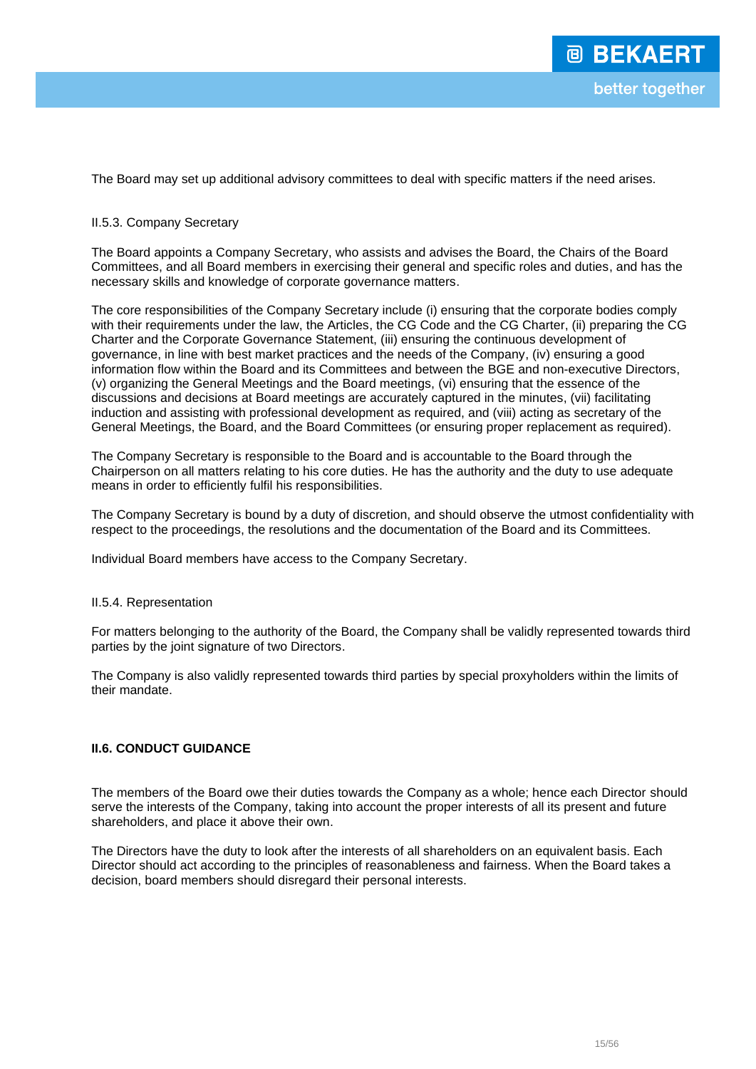The Board may set up additional advisory committees to deal with specific matters if the need arises.

### II.5.3. Company Secretary

The Board appoints a Company Secretary, who assists and advises the Board, the Chairs of the Board Committees, and all Board members in exercising their general and specific roles and duties, and has the necessary skills and knowledge of corporate governance matters.

The core responsibilities of the Company Secretary include (i) ensuring that the corporate bodies comply with their requirements under the law, the Articles, the CG Code and the CG Charter, (ii) preparing the CG Charter and the Corporate Governance Statement, (iii) ensuring the continuous development of governance, in line with best market practices and the needs of the Company, (iv) ensuring a good information flow within the Board and its Committees and between the BGE and non-executive Directors, (v) organizing the General Meetings and the Board meetings, (vi) ensuring that the essence of the discussions and decisions at Board meetings are accurately captured in the minutes, (vii) facilitating induction and assisting with professional development as required, and (viii) acting as secretary of the General Meetings, the Board, and the Board Committees (or ensuring proper replacement as required).

The Company Secretary is responsible to the Board and is accountable to the Board through the Chairperson on all matters relating to his core duties. He has the authority and the duty to use adequate means in order to efficiently fulfil his responsibilities.

The Company Secretary is bound by a duty of discretion, and should observe the utmost confidentiality with respect to the proceedings, the resolutions and the documentation of the Board and its Committees.

Individual Board members have access to the Company Secretary.

### II.5.4. Representation

For matters belonging to the authority of the Board, the Company shall be validly represented towards third parties by the joint signature of two Directors.

The Company is also validly represented towards third parties by special proxyholders within the limits of their mandate.

## II.6. CONDUCT GUIDANCE

The members of the Board owe their duties towards the Company as a whole; hence each Director should serve the interests of the Company, taking into account the proper interests of all its present and future shareholders, and place it above their own.

The Directors have the duty to look after the interests of all shareholders on an equivalent basis. Each Director should act according to the principles of reasonableness and fairness. When the Board takes a decision, board members should disregard their personal interests.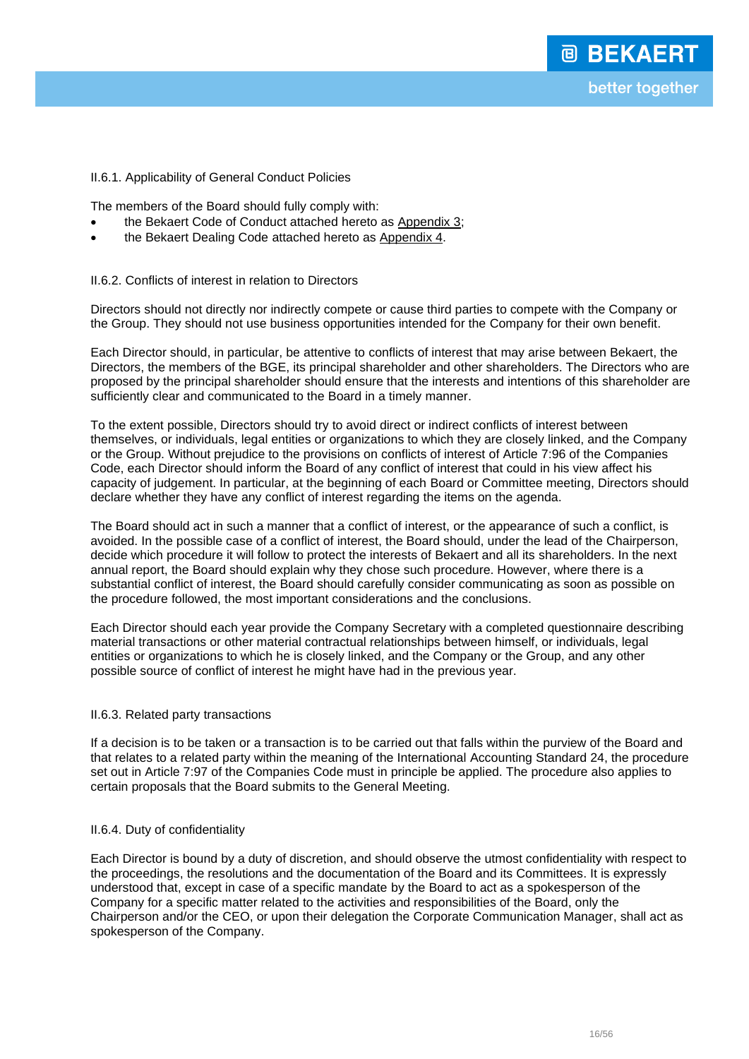### II.6.1. Applicability of General Conduct Policies

The members of the Board should fully comply with:

- the Bekaert Code of Conduct attached hereto as Appendix 3;
- the Bekaert Dealing Code attached hereto as Appendix 4.

### II.6.2. Conflicts of interest in relation to Directors

Directors should not directly nor indirectly compete or cause third parties to compete with the Company or the Group. They should not use business opportunities intended for the Company for their own benefit.

Each Director should, in particular, be attentive to conflicts of interest that may arise between Bekaert, the Directors, the members of the BGE, its principal shareholder and other shareholders. The Directors who are proposed by the principal shareholder should ensure that the interests and intentions of this shareholder are sufficiently clear and communicated to the Board in a timely manner.

To the extent possible, Directors should try to avoid direct or indirect conflicts of interest between themselves, or individuals, legal entities or organizations to which they are closely linked, and the Company or the Group. Without prejudice to the provisions on conflicts of interest of Article 7:96 of the Companies Code, each Director should inform the Board of any conflict of interest that could in his view affect his capacity of judgement. In particular, at the beginning of each Board or Committee meeting, Directors should declare whether they have any conflict of interest regarding the items on the agenda.

The Board should act in such a manner that a conflict of interest, or the appearance of such a conflict, is avoided. In the possible case of a conflict of interest, the Board should, under the lead of the Chairperson, decide which procedure it will follow to protect the interests of Bekaert and all its shareholders. In the next annual report, the Board should explain why they chose such procedure. However, where there is a substantial conflict of interest, the Board should carefully consider communicating as soon as possible on the procedure followed, the most important considerations and the conclusions.

Each Director should each year provide the Company Secretary with a completed questionnaire describing material transactions or other material contractual relationships between himself, or individuals, legal entities or organizations to which he is closely linked, and the Company or the Group, and any other possible source of conflict of interest he might have had in the previous year.

### II.6.3. Related party transactions

If a decision is to be taken or a transaction is to be carried out that falls within the purview of the Board and that relates to a related party within the meaning of the International Accounting Standard 24, the procedure set out in Article 7:97 of the Companies Code must in principle be applied. The procedure also applies to certain proposals that the Board submits to the General Meeting.

### II.6.4. Duty of confidentiality

Each Director is bound by a duty of discretion, and should observe the utmost confidentiality with respect to the proceedings, the resolutions and the documentation of the Board and its Committees. It is expressly understood that, except in case of a specific mandate by the Board to act as a spokesperson of the Company for a specific matter related to the activities and responsibilities of the Board, only the Chairperson and/or the CEO, or upon their delegation the Corporate Communication Manager, shall act as spokesperson of the Company.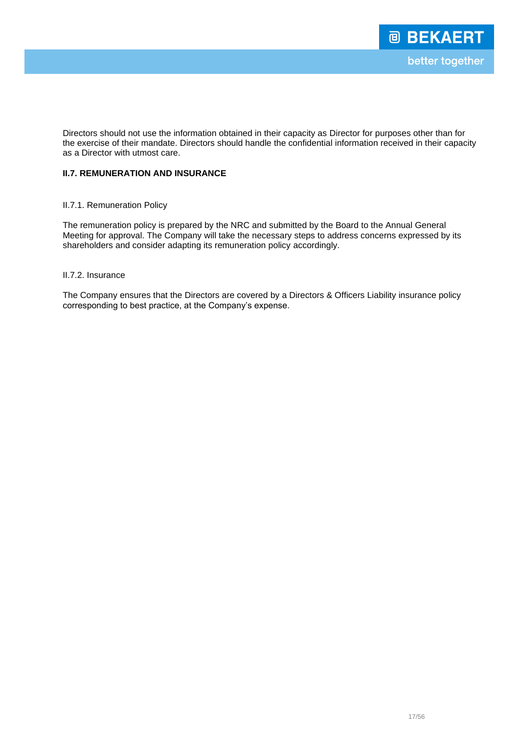Directors should not use the information obtained in their capacity as Director for purposes other than for the exercise of their mandate. Directors should handle the confidential information received in their capacity as a Director with utmost care.

## II.7. REMUNERATION AND INSURANCE

### II.7.1. Remuneration Policy

The remuneration policy is prepared by the NRC and submitted by the Board to the Annual General Meeting for approval. The Company will take the necessary steps to address concerns expressed by its shareholders and consider adapting its remuneration policy accordingly.

### II.7.2. Insurance

The Company ensures that the Directors are covered by a Directors & Officers Liability insurance policy corresponding to best practice, at the Company's expense.